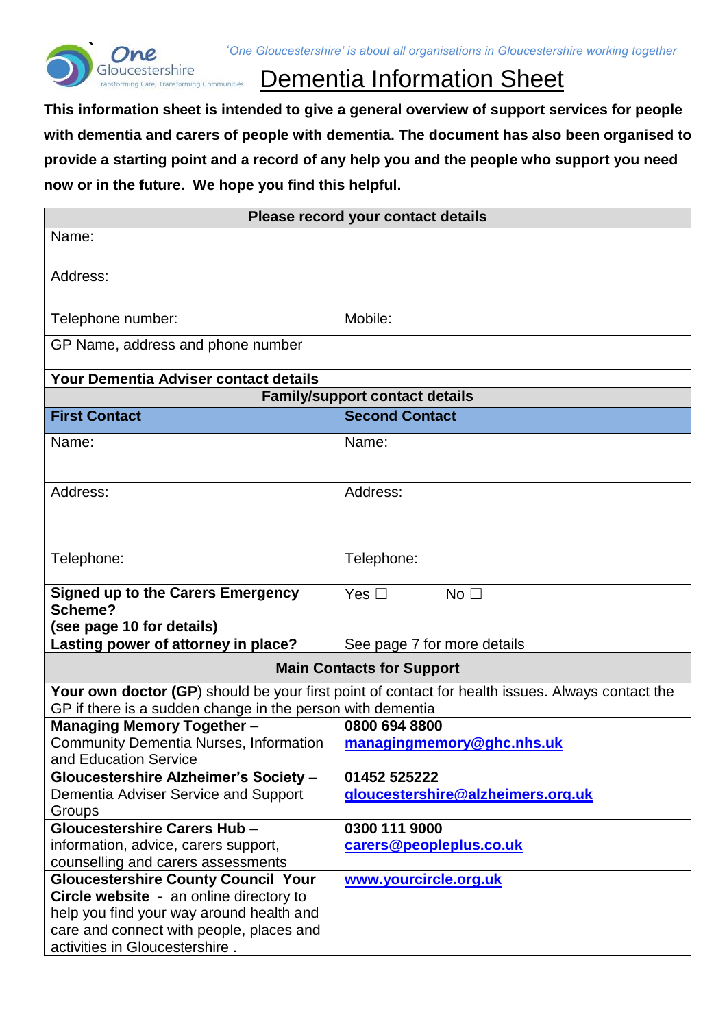*'One Gloucestershire' is about all organisations in Gloucestershire working together*

# Dementia Information Sheet

**This information sheet is intended to give a general overview of support services for people with dementia and carers of people with dementia. The document has also been organised to provide a starting point and a record of any help you and the people who support you need now or in the future. We hope you find this helpful.**

| **Please record your contact details** | |
|---|---|
| Name: | |
| Address: | |
| Telephone number: | Mobile: |
| GP Name, address and phone number | |
| **Your Dementia Adviser contact details** | |
| **Family/support contact details** | |
| **First Contact** | **Second Contact** |
| Name: | Name: |
| Address: | Address: |
| Telephone: | Telephone: |
| **Signed up to the Carers Emergency Scheme? (see page 10 for details)** | Yes ☐ No ☐ |
| **Lasting power of attorney in place?** | See page 7 for more details |
| **Main Contacts for Support** | |
| **Your own doctor (GP**) should be your first point of contact for health issues. Always contact the GP if there is a sudden change in the person with dementia | |
| **Managing Memory Together** – Community Dementia Nurses, Information and Education Service | **0800 694 8800** **managingmemory@ghc.nhs.uk** |
| **Gloucestershire Alzheimer's Society** – Dementia Adviser Service and Support Groups | **01452 525222** **gloucestershire@alzheimers.org.uk** |
| **Gloucestershire Carers Hub** – information, advice, carers support, counselling and carers assessments | **0300 111 9000** **carers@peopleplus.co.uk** |
| **Gloucestershire County Council Your Circle website** - an online directory to help you find your way around health and care and connect with people, places and activities in Gloucestershire . | **www.yourcircle.org.uk** |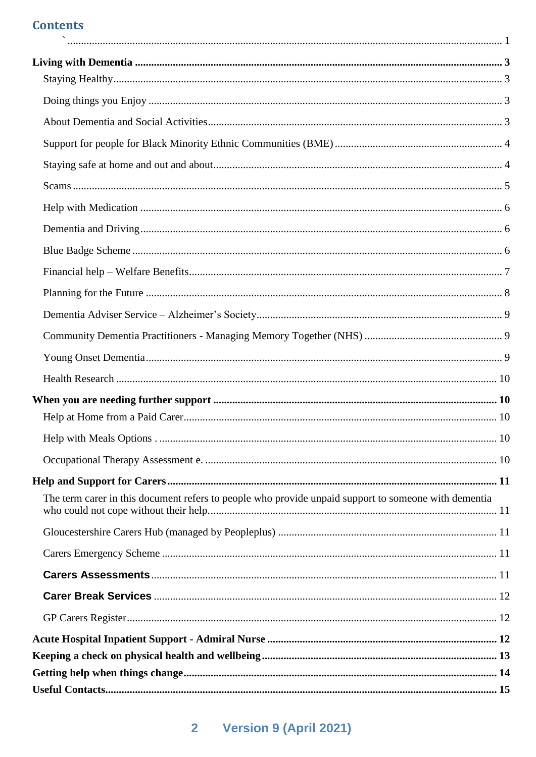## Contents

` ....... 1

**Living with Dementia** ....... **3**

- Staying Healthy ....... 3
- Doing things you Enjoy ....... 3
- About Dementia and Social Activities ....... 3
- Support for people for Black Minority Ethnic Communities (BME) ....... 4
- Staying safe at home and out and about ....... 4
- Scams ....... 5
- Help with Medication ....... 6
- Dementia and Driving ....... 6
- Blue Badge Scheme ....... 6
- Financial help – Welfare Benefits ....... 7
- Planning for the Future ....... 8
- Dementia Adviser Service – Alzheimer's Society ....... 9
- Community Dementia Practitioners - Managing Memory Together (NHS) ....... 9
- Young Onset Dementia ....... 9
- Health Research ....... 10

**When you are needing further support** ....... **10**

- Help at Home from a Paid Carer ....... 10
- Help with Meals Options . ....... 10
- Occupational Therapy Assessment e. ....... 10

**Help and Support for Carers** ....... **11**

- The term carer in this document refers to people who provide unpaid support to someone with dementia who could not cope without their help. ....... 11
- Gloucestershire Carers Hub (managed by Peopleplus) ....... 11
- Carers Emergency Scheme ....... 11
- **Carers Assessments** ....... 11
- **Carer Break Services** ....... 12
- GP Carers Register ....... 12

**Acute Hospital Inpatient Support - Admiral Nurse** ....... **12**

**Keeping a check on physical health and wellbeing** ....... **13**

**Getting help when things change** ....... **14**

**Useful Contacts** ....... **15**

Version 9 (April 2021)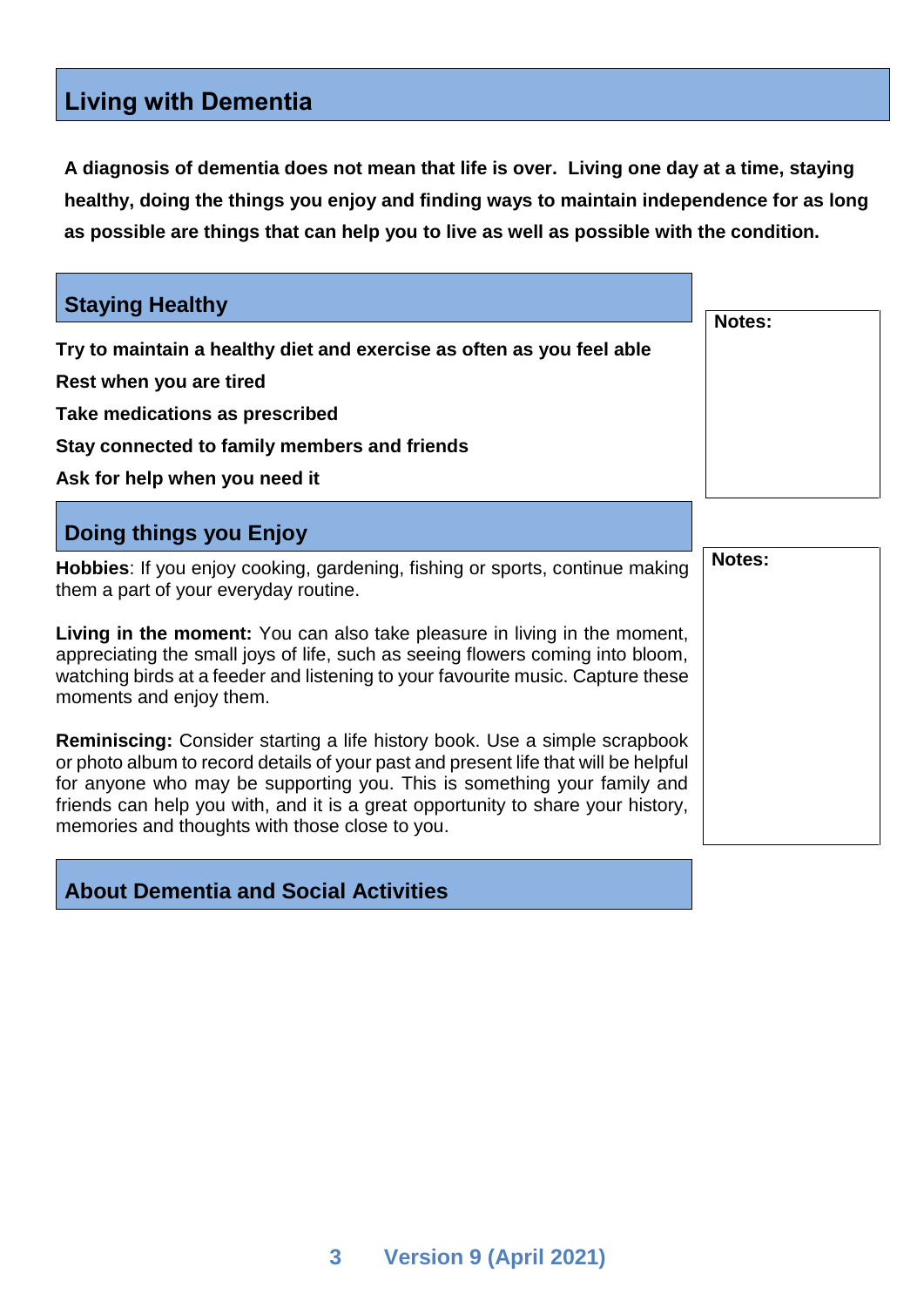## Living with Dementia

**A diagnosis of dementia does not mean that life is over. Living one day at a time, staying healthy, doing the things you enjoy and finding ways to maintain independence for as long as possible are things that can help you to live as well as possible with the condition.**

### Staying Healthy

**Try to maintain a healthy diet and exercise as often as you feel able**

**Rest when you are tired**

**Take medications as prescribed**

**Stay connected to family members and friends**

**Ask for help when you need it**

**Notes:**

### Doing things you Enjoy

**Hobbies**: If you enjoy cooking, gardening, fishing or sports, continue making them a part of your everyday routine.

**Living in the moment:** You can also take pleasure in living in the moment, appreciating the small joys of life, such as seeing flowers coming into bloom, watching birds at a feeder and listening to your favourite music. Capture these moments and enjoy them.

**Reminiscing:** Consider starting a life history book. Use a simple scrapbook or photo album to record details of your past and present life that will be helpful for anyone who may be supporting you. This is something your family and friends can help you with, and it is a great opportunity to share your history, memories and thoughts with those close to you.

**Notes:**

### About Dementia and Social Activities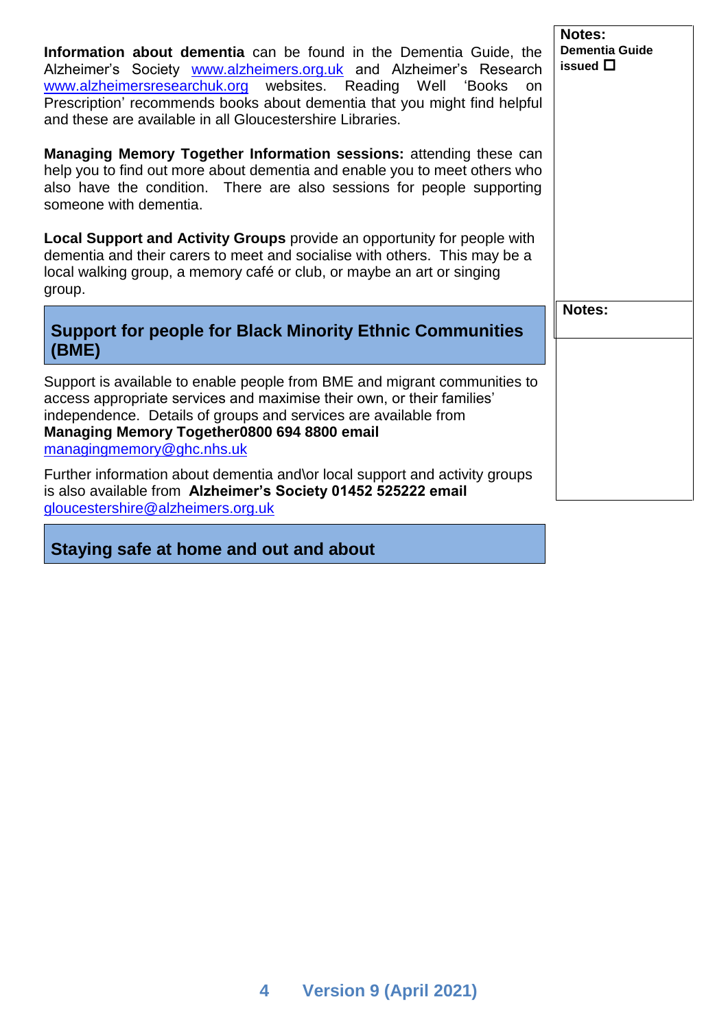**Information about dementia** can be found in the Dementia Guide, the Alzheimer's Society www.alzheimers.org.uk and Alzheimer's Research www.alzheimersresearchuk.org websites. Reading Well 'Books on Prescription' recommends books about dementia that you might find helpful and these are available in all Gloucestershire Libraries.

**Managing Memory Together Information sessions:** attending these can help you to find out more about dementia and enable you to meet others who also have the condition. There are also sessions for people supporting someone with dementia.

**Local Support and Activity Groups** provide an opportunity for people with dementia and their carers to meet and socialise with others. This may be a local walking group, a memory café or club, or maybe an art or singing group.

**Notes:**
**Dementia Guide issued** ☐

## Support for people for Black Minority Ethnic Communities (BME)

Support is available to enable people from BME and migrant communities to access appropriate services and maximise their own, or their families' independence. Details of groups and services are available from **Managing Memory Together0800 694 8800 email** managingmemory@ghc.nhs.uk

Further information about dementia and\or local support and activity groups is also available from **Alzheimer's Society 01452 525222 email** gloucestershire@alzheimers.org.uk

**Notes:**

## Staying safe at home and out and about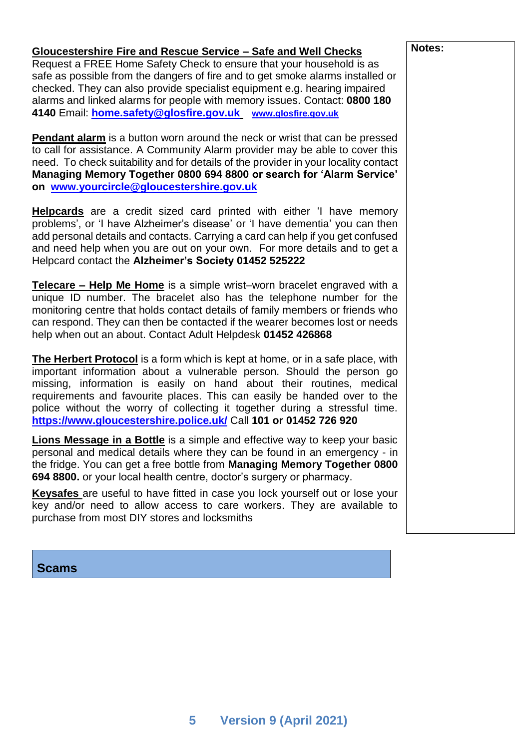**Gloucestershire Fire and Rescue Service – Safe and Well Checks**
Request a FREE Home Safety Check to ensure that your household is as safe as possible from the dangers of fire and to get smoke alarms installed or checked. They can also provide specialist equipment e.g. hearing impaired alarms and linked alarms for people with memory issues. Contact: **0800 180 4140** Email: **home.safety@glosfire.gov.uk** **www.glosfire.gov.uk**

**Pendant alarm** is a button worn around the neck or wrist that can be pressed to call for assistance. A Community Alarm provider may be able to cover this need. To check suitability and for details of the provider in your locality contact **Managing Memory Together 0800 694 8800 or search for 'Alarm Service' on www.yourcircle@gloucestershire.gov.uk**

**Helpcards** are a credit sized card printed with either 'I have memory problems', or 'I have Alzheimer's disease' or 'I have dementia' you can then add personal details and contacts. Carrying a card can help if you get confused and need help when you are out on your own. For more details and to get a Helpcard contact the **Alzheimer's Society 01452 525222**

**Telecare – Help Me Home** is a simple wrist–worn bracelet engraved with a unique ID number. The bracelet also has the telephone number for the monitoring centre that holds contact details of family members or friends who can respond. They can then be contacted if the wearer becomes lost or needs help when out an about. Contact Adult Helpdesk **01452 426868**

**The Herbert Protocol** is a form which is kept at home, or in a safe place, with important information about a vulnerable person. Should the person go missing, information is easily on hand about their routines, medical requirements and favourite places. This can easily be handed over to the police without the worry of collecting it together during a stressful time. **https://www.gloucestershire.police.uk/** Call **101 or 01452 726 920**

**Lions Message in a Bottle** is a simple and effective way to keep your basic personal and medical details where they can be found in an emergency - in the fridge. You can get a free bottle from **Managing Memory Together 0800 694 8800.** or your local health centre, doctor's surgery or pharmacy.

**Keysafes** are useful to have fitted in case you lock yourself out or lose your key and/or need to allow access to care workers. They are available to purchase from most DIY stores and locksmiths

**Notes:**

## Scams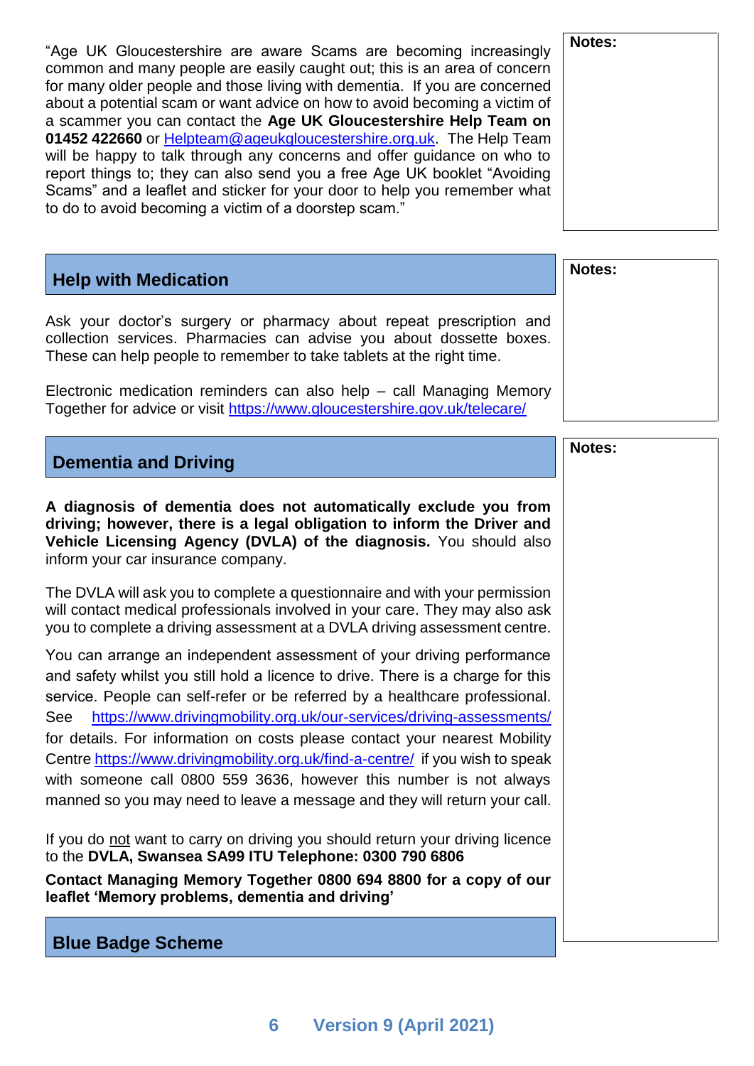"Age UK Gloucestershire are aware Scams are becoming increasingly common and many people are easily caught out; this is an area of concern for many older people and those living with dementia. If you are concerned about a potential scam or want advice on how to avoid becoming a victim of a scammer you can contact the **Age UK Gloucestershire Help Team on 01452 422660** or [Helpteam@ageukgloucestershire.org.uk](mailto:Helpteam@ageukgloucestershire.org.uk). The Help Team will be happy to talk through any concerns and offer guidance on who to report things to; they can also send you a free Age UK booklet "Avoiding Scams" and a leaflet and sticker for your door to help you remember what to do to avoid becoming a victim of a doorstep scam."

**Notes:**

## Help with Medication

Ask your doctor's surgery or pharmacy about repeat prescription and collection services. Pharmacies can advise you about dossette boxes. These can help people to remember to take tablets at the right time.

Electronic medication reminders can also help – call Managing Memory Together for advice or visit [https://www.gloucestershire.gov.uk/telecare/](https://www.gloucestershire.gov.uk/telecare/)

**Notes:**

## Dementia and Driving

**A diagnosis of dementia does not automatically exclude you from driving; however, there is a legal obligation to inform the Driver and Vehicle Licensing Agency (DVLA) of the diagnosis.** You should also inform your car insurance company.

The DVLA will ask you to complete a questionnaire and with your permission will contact medical professionals involved in your care. They may also ask you to complete a driving assessment at a DVLA driving assessment centre.

You can arrange an independent assessment of your driving performance and safety whilst you still hold a licence to drive. There is a charge for this service. People can self-refer or be referred by a healthcare professional. See [https://www.drivingmobility.org.uk/our-services/driving-assessments/](https://www.drivingmobility.org.uk/our-services/driving-assessments/) for details. For information on costs please contact your nearest Mobility Centre [https://www.drivingmobility.org.uk/find-a-centre/](https://www.drivingmobility.org.uk/find-a-centre/) if you wish to speak with someone call 0800 559 3636, however this number is not always manned so you may need to leave a message and they will return your call.

If you do not want to carry on driving you should return your driving licence to the **DVLA, Swansea SA99 ITU Telephone: 0300 790 6806**

**Contact Managing Memory Together 0800 694 8800 for a copy of our leaflet 'Memory problems, dementia and driving'**

**Notes:**

## Blue Badge Scheme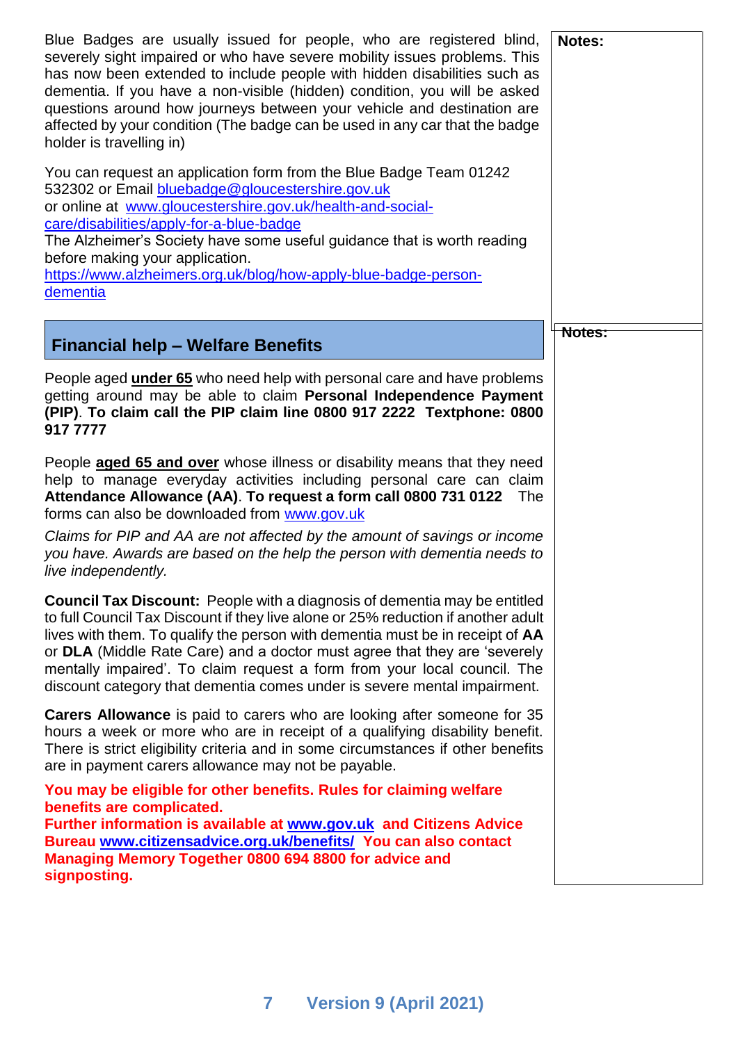Blue Badges are usually issued for people, who are registered blind, severely sight impaired or who have severe mobility issues problems. This has now been extended to include people with hidden disabilities such as dementia. If you have a non-visible (hidden) condition, you will be asked questions around how journeys between your vehicle and destination are affected by your condition (The badge can be used in any car that the badge holder is travelling in)

You can request an application form from the Blue Badge Team 01242 532302 or Email bluebadge@gloucestershire.gov.uk
or online at www.gloucestershire.gov.uk/health-and-social-care/disabilities/apply-for-a-blue-badge
The Alzheimer's Society have some useful guidance that is worth reading before making your application.
https://www.alzheimers.org.uk/blog/how-apply-blue-badge-person-dementia

**Notes:**

## Financial help – Welfare Benefits

People aged **under 65** who need help with personal care and have problems getting around may be able to claim **Personal Independence Payment (PIP)**. **To claim call the PIP claim line 0800 917 2222 Textphone: 0800 917 7777**

People **aged 65 and over** whose illness or disability means that they need help to manage everyday activities including personal care can claim **Attendance Allowance (AA)**. **To request a form call 0800 731 0122** The forms can also be downloaded from www.gov.uk

*Claims for PIP and AA are not affected by the amount of savings or income you have. Awards are based on the help the person with dementia needs to live independently.*

**Council Tax Discount:** People with a diagnosis of dementia may be entitled to full Council Tax Discount if they live alone or 25% reduction if another adult lives with them. To qualify the person with dementia must be in receipt of **AA** or **DLA** (Middle Rate Care) and a doctor must agree that they are 'severely mentally impaired'. To claim request a form from your local council. The discount category that dementia comes under is severe mental impairment.

**Carers Allowance** is paid to carers who are looking after someone for 35 hours a week or more who are in receipt of a qualifying disability benefit. There is strict eligibility criteria and in some circumstances if other benefits are in payment carers allowance may not be payable.

**You may be eligible for other benefits. Rules for claiming welfare benefits are complicated.**
**Further information is available at www.gov.uk and Citizens Advice Bureau www.citizensadvice.org.uk/benefits/ You can also contact Managing Memory Together 0800 694 8800 for advice and signposting.**

**Notes:**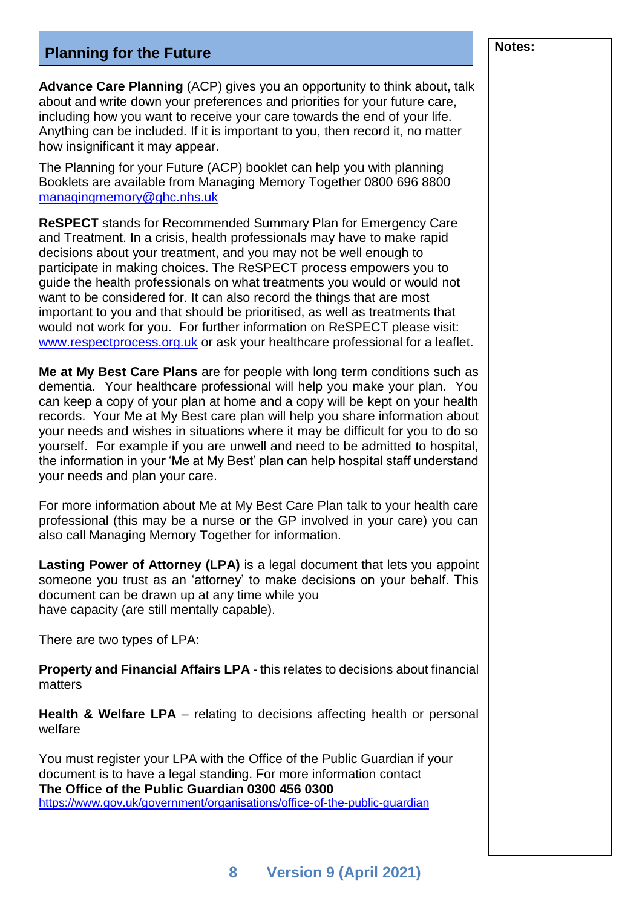## Planning for the Future

**Advance Care Planning** (ACP) gives you an opportunity to think about, talk about and write down your preferences and priorities for your future care, including how you want to receive your care towards the end of your life. Anything can be included. If it is important to you, then record it, no matter how insignificant it may appear.

The Planning for your Future (ACP) booklet can help you with planning Booklets are available from Managing Memory Together 0800 696 8800 managingmemory@ghc.nhs.uk

**ReSPECT** stands for Recommended Summary Plan for Emergency Care and Treatment. In a crisis, health professionals may have to make rapid decisions about your treatment, and you may not be well enough to participate in making choices. The ReSPECT process empowers you to guide the health professionals on what treatments you would or would not want to be considered for. It can also record the things that are most important to you and that should be prioritised, as well as treatments that would not work for you. For further information on ReSPECT please visit: www.respectprocess.org.uk or ask your healthcare professional for a leaflet.

**Me at My Best Care Plans** are for people with long term conditions such as dementia. Your healthcare professional will help you make your plan. You can keep a copy of your plan at home and a copy will be kept on your health records. Your Me at My Best care plan will help you share information about your needs and wishes in situations where it may be difficult for you to do so yourself. For example if you are unwell and need to be admitted to hospital, the information in your 'Me at My Best' plan can help hospital staff understand your needs and plan your care.

For more information about Me at My Best Care Plan talk to your health care professional (this may be a nurse or the GP involved in your care) you can also call Managing Memory Together for information.

**Lasting Power of Attorney (LPA)** is a legal document that lets you appoint someone you trust as an 'attorney' to make decisions on your behalf. This document can be drawn up at any time while you have capacity (are still mentally capable).

There are two types of LPA:

**Property and Financial Affairs LPA** - this relates to decisions about financial matters

**Health & Welfare LPA** – relating to decisions affecting health or personal welfare

You must register your LPA with the Office of the Public Guardian if your document is to have a legal standing. For more information contact
**The Office of the Public Guardian 0300 456 0300**
https://www.gov.uk/government/organisations/office-of-the-public-guardian

**Notes:**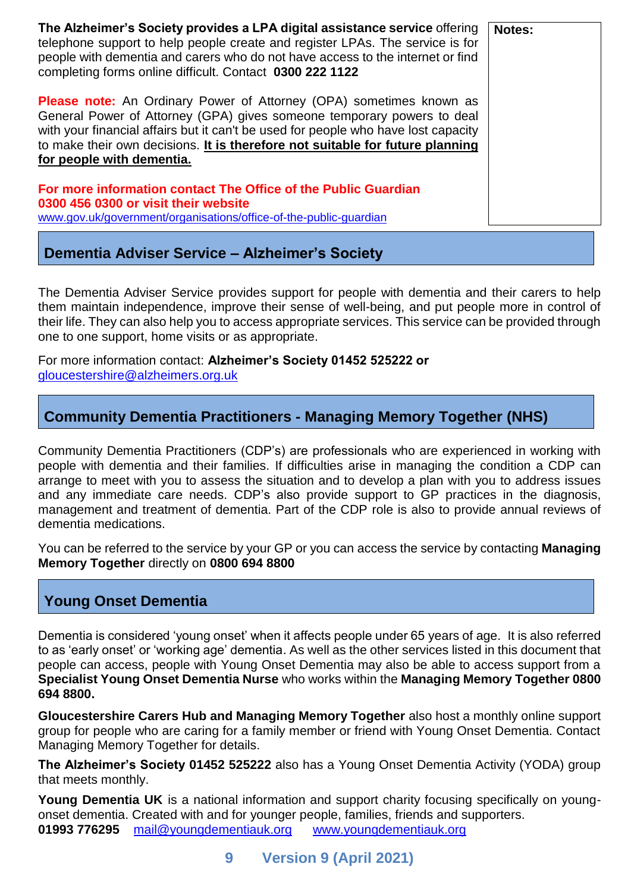**The Alzheimer's Society provides a LPA digital assistance service** offering telephone support to help people create and register LPAs. The service is for people with dementia and carers who do not have access to the internet or find completing forms online difficult. Contact **0300 222 1122**

**Please note:** An Ordinary Power of Attorney (OPA) sometimes known as General Power of Attorney (GPA) gives someone temporary powers to deal with your financial affairs but it can't be used for people who have lost capacity to make their own decisions. **It is therefore not suitable for future planning for people with dementia.**

**For more information contact The Office of the Public Guardian 0300 456 0300 or visit their website**
www.gov.uk/government/organisations/office-of-the-public-guardian

**Notes:**

## Dementia Adviser Service – Alzheimer's Society

The Dementia Adviser Service provides support for people with dementia and their carers to help them maintain independence, improve their sense of well-being, and put people more in control of their life. They can also help you to access appropriate services. This service can be provided through one to one support, home visits or as appropriate.

For more information contact: **Alzheimer's Society 01452 525222 or** gloucestershire@alzheimers.org.uk

## Community Dementia Practitioners - Managing Memory Together (NHS)

Community Dementia Practitioners (CDP's) are professionals who are experienced in working with people with dementia and their families. If difficulties arise in managing the condition a CDP can arrange to meet with you to assess the situation and to develop a plan with you to address issues and any immediate care needs. CDP's also provide support to GP practices in the diagnosis, management and treatment of dementia. Part of the CDP role is also to provide annual reviews of dementia medications.

You can be referred to the service by your GP or you can access the service by contacting **Managing Memory Together** directly on **0800 694 8800**

## Young Onset Dementia

Dementia is considered 'young onset' when it affects people under 65 years of age. It is also referred to as 'early onset' or 'working age' dementia. As well as the other services listed in this document that people can access, people with Young Onset Dementia may also be able to access support from a **Specialist Young Onset Dementia Nurse** who works within the **Managing Memory Together 0800 694 8800.**

**Gloucestershire Carers Hub and Managing Memory Together** also host a monthly online support group for people who are caring for a family member or friend with Young Onset Dementia. Contact Managing Memory Together for details.

**The Alzheimer's Society 01452 525222** also has a Young Onset Dementia Activity (YODA) group that meets monthly.

**Young Dementia UK** is a national information and support charity focusing specifically on young-onset dementia. Created with and for younger people, families, friends and supporters.
**01993 776295** mail@youngdementiauk.org www.youngdementiauk.org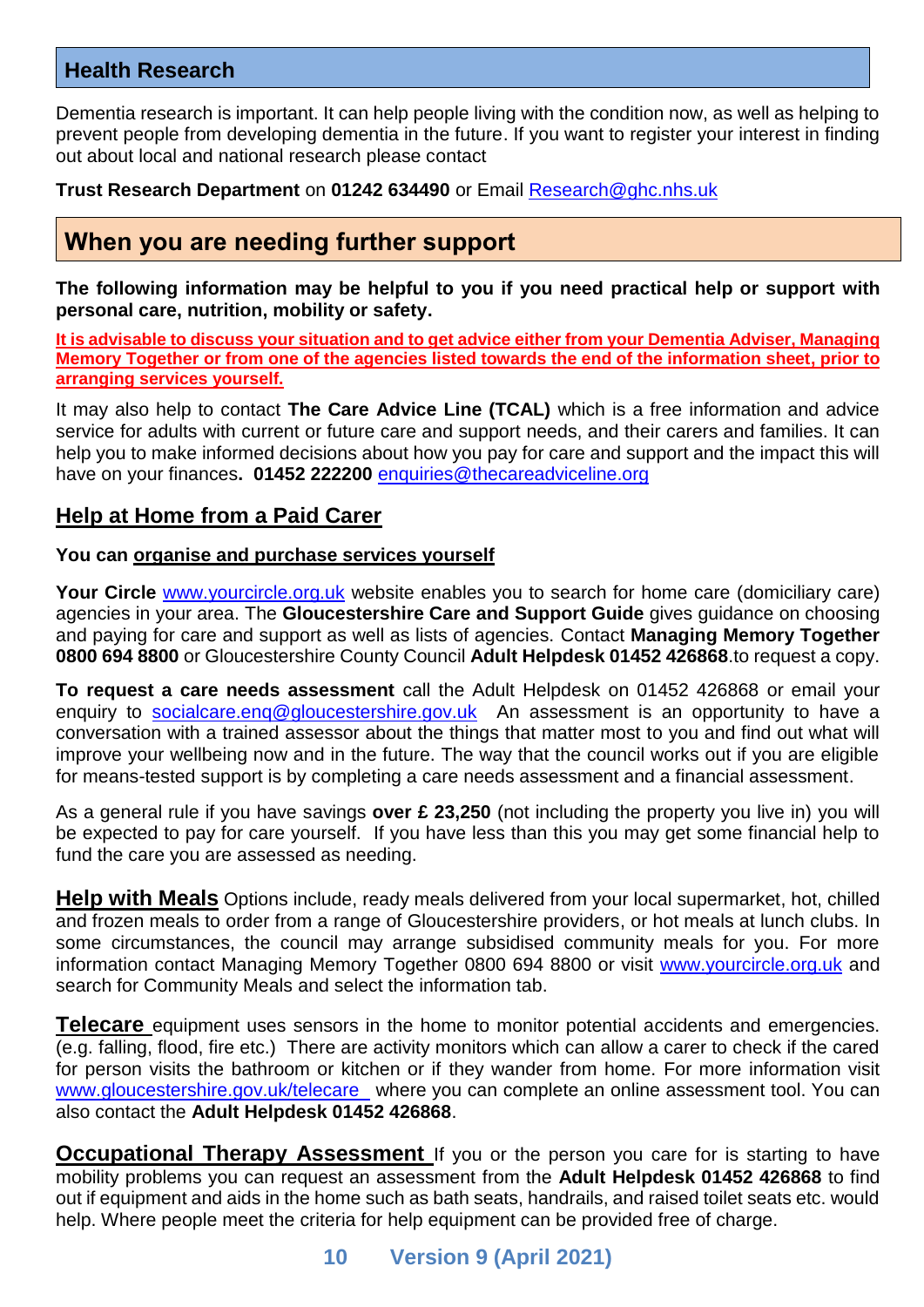## Health Research

Dementia research is important. It can help people living with the condition now, as well as helping to prevent people from developing dementia in the future. If you want to register your interest in finding out about local and national research please contact

**Trust Research Department** on **01242 634490** or Email Research@ghc.nhs.uk

## When you are needing further support

**The following information may be helpful to you if you need practical help or support with personal care, nutrition, mobility or safety.**

**It is advisable to discuss your situation and to get advice either from your Dementia Adviser, Managing Memory Together or from one of the agencies listed towards the end of the information sheet, prior to arranging services yourself.**

It may also help to contact **The Care Advice Line (TCAL)** which is a free information and advice service for adults with current or future care and support needs, and their carers and families. It can help you to make informed decisions about how you pay for care and support and the impact this will have on your finances**. 01452 222200** enquiries@thecareadviceline.org

### Help at Home from a Paid Carer

**You can organise and purchase services yourself**

**Your Circle** www.yourcircle.org.uk website enables you to search for home care (domiciliary care) agencies in your area. The **Gloucestershire Care and Support Guide** gives guidance on choosing and paying for care and support as well as lists of agencies. Contact **Managing Memory Together 0800 694 8800** or Gloucestershire County Council **Adult Helpdesk 01452 426868**.to request a copy.

**To request a care needs assessment** call the Adult Helpdesk on 01452 426868 or email your enquiry to socialcare.enq@gloucestershire.gov.uk An assessment is an opportunity to have a conversation with a trained assessor about the things that matter most to you and find out what will improve your wellbeing now and in the future. The way that the council works out if you are eligible for means-tested support is by completing a care needs assessment and a financial assessment.

As a general rule if you have savings **over £ 23,250** (not including the property you live in) you will be expected to pay for care yourself. If you have less than this you may get some financial help to fund the care you are assessed as needing.

**Help with Meals** Options include, ready meals delivered from your local supermarket, hot, chilled and frozen meals to order from a range of Gloucestershire providers, or hot meals at lunch clubs. In some circumstances, the council may arrange subsidised community meals for you. For more information contact Managing Memory Together 0800 694 8800 or visit www.yourcircle.org.uk and search for Community Meals and select the information tab.

**Telecare** equipment uses sensors in the home to monitor potential accidents and emergencies. (e.g. falling, flood, fire etc.) There are activity monitors which can allow a carer to check if the cared for person visits the bathroom or kitchen or if they wander from home. For more information visit www.gloucestershire.gov.uk/telecare where you can complete an online assessment tool. You can also contact the **Adult Helpdesk 01452 426868**.

**Occupational Therapy Assessment** If you or the person you care for is starting to have mobility problems you can request an assessment from the **Adult Helpdesk 01452 426868** to find out if equipment and aids in the home such as bath seats, handrails, and raised toilet seats etc. would help. Where people meet the criteria for help equipment can be provided free of charge.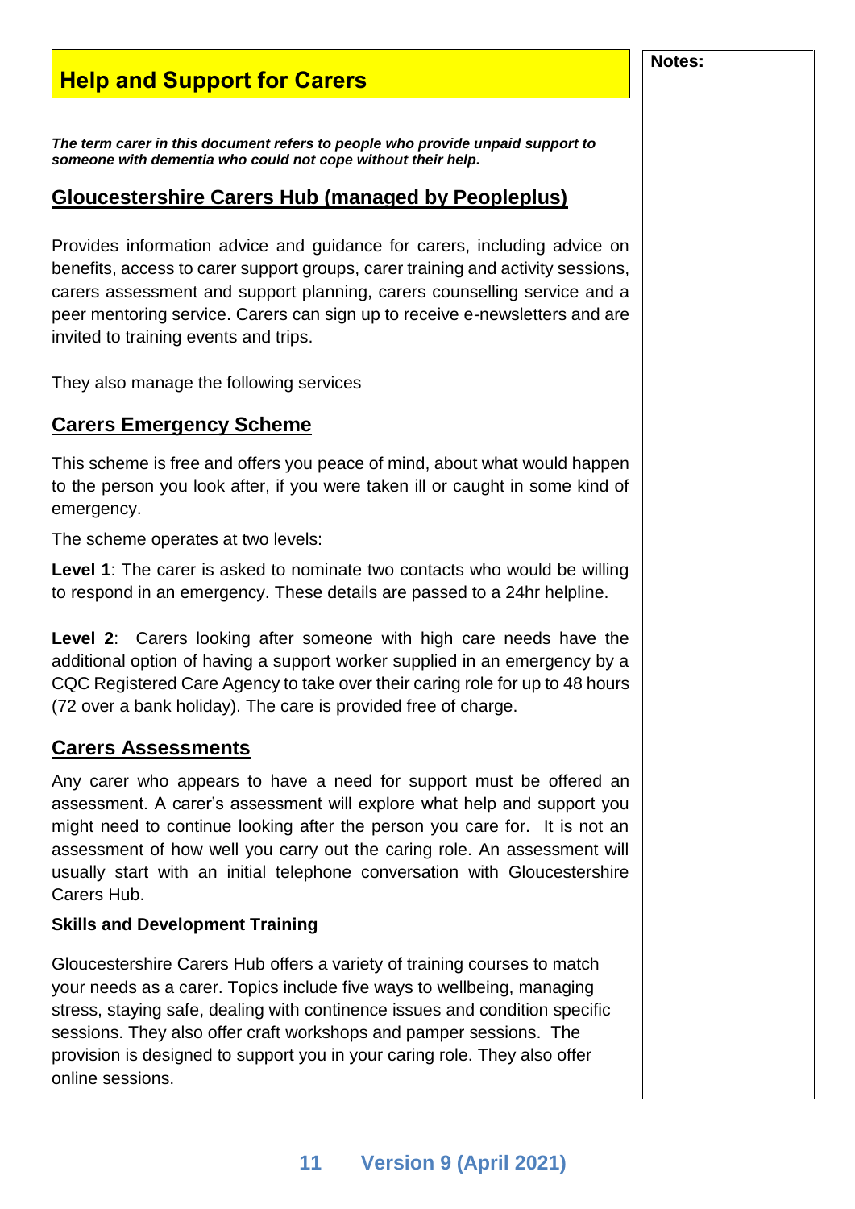# Help and Support for Carers

***The term carer in this document refers to people who provide unpaid support to someone with dementia who could not cope without their help.***

## Gloucestershire Carers Hub (managed by Peopleplus)

Provides information advice and guidance for carers, including advice on benefits, access to carer support groups, carer training and activity sessions, carers assessment and support planning, carers counselling service and a peer mentoring service. Carers can sign up to receive e-newsletters and are invited to training events and trips.

They also manage the following services

## Carers Emergency Scheme

This scheme is free and offers you peace of mind, about what would happen to the person you look after, if you were taken ill or caught in some kind of emergency.

The scheme operates at two levels:

**Level 1**: The carer is asked to nominate two contacts who would be willing to respond in an emergency. These details are passed to a 24hr helpline.

**Level 2**: Carers looking after someone with high care needs have the additional option of having a support worker supplied in an emergency by a CQC Registered Care Agency to take over their caring role for up to 48 hours (72 over a bank holiday). The care is provided free of charge.

## Carers Assessments

Any carer who appears to have a need for support must be offered an assessment. A carer's assessment will explore what help and support you might need to continue looking after the person you care for. It is not an assessment of how well you carry out the caring role. An assessment will usually start with an initial telephone conversation with Gloucestershire Carers Hub.

**Skills and Development Training**

Gloucestershire Carers Hub offers a variety of training courses to match your needs as a carer. Topics include five ways to wellbeing, managing stress, staying safe, dealing with continence issues and condition specific sessions. They also offer craft workshops and pamper sessions. The provision is designed to support you in your caring role. They also offer online sessions.

**Notes:**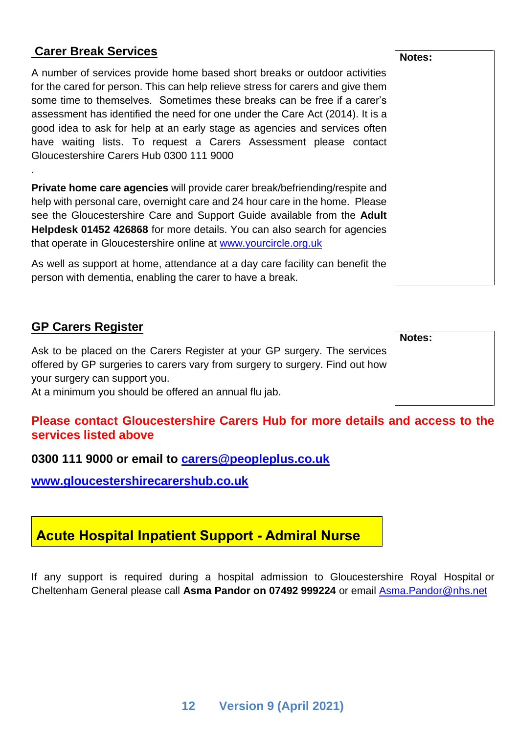## Carer Break Services

A number of services provide home based short breaks or outdoor activities for the cared for person. This can help relieve stress for carers and give them some time to themselves. Sometimes these breaks can be free if a carer's assessment has identified the need for one under the Care Act (2014). It is a good idea to ask for help at an early stage as agencies and services often have waiting lists. To request a Carers Assessment please contact Gloucestershire Carers Hub 0300 111 9000

.

**Private home care agencies** will provide carer break/befriending/respite and help with personal care, overnight care and 24 hour care in the home. Please see the Gloucestershire Care and Support Guide available from the **Adult Helpdesk 01452 426868** for more details. You can also search for agencies that operate in Gloucestershire online at www.yourcircle.org.uk

As well as support at home, attendance at a day care facility can benefit the person with dementia, enabling the carer to have a break.

**Notes:**

## GP Carers Register

Ask to be placed on the Carers Register at your GP surgery. The services offered by GP surgeries to carers vary from surgery to surgery. Find out how your surgery can support you.
At a minimum you should be offered an annual flu jab.

**Notes:**

**Please contact Gloucestershire Carers Hub for more details and access to the services listed above**

**0300 111 9000 or email to carers@peopleplus.co.uk**

**www.gloucestershirecarershub.co.uk**

## Acute Hospital Inpatient Support - Admiral Nurse

If any support is required during a hospital admission to Gloucestershire Royal Hospital or Cheltenham General please call **Asma Pandor on 07492 999224** or email Asma.Pandor@nhs.net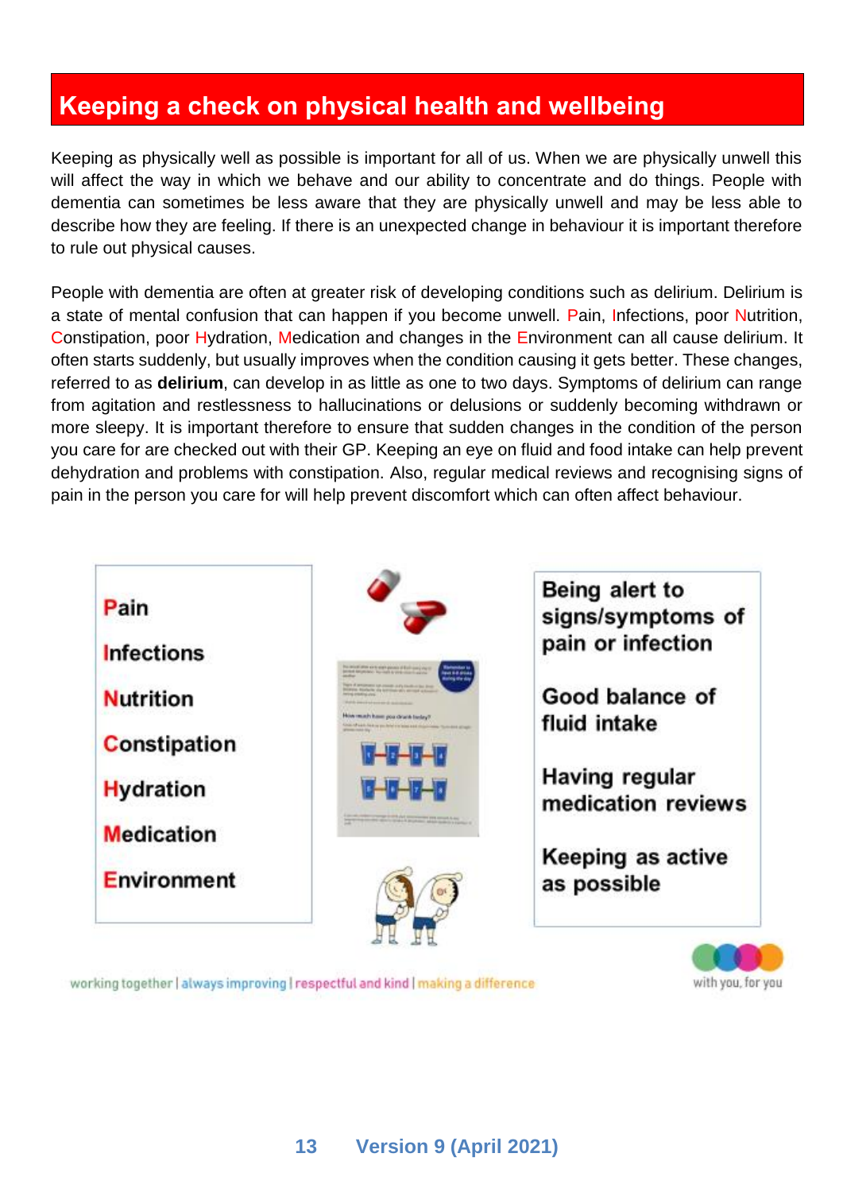## Keeping a check on physical health and wellbeing

Keeping as physically well as possible is important for all of us. When we are physically unwell this will affect the way in which we behave and our ability to concentrate and do things. People with dementia can sometimes be less aware that they are physically unwell and may be less able to describe how they are feeling. If there is an unexpected change in behaviour it is important therefore to rule out physical causes.

People with dementia are often at greater risk of developing conditions such as delirium. Delirium is a state of mental confusion that can happen if you become unwell. Pain, Infections, poor Nutrition, Constipation, poor Hydration, Medication and changes in the Environment can all cause delirium. It often starts suddenly, but usually improves when the condition causing it gets better. These changes, referred to as **delirium**, can develop in as little as one to two days. Symptoms of delirium can range from agitation and restlessness to hallucinations or delusions or suddenly becoming withdrawn or more sleepy. It is important therefore to ensure that sudden changes in the condition of the person you care for are checked out with their GP. Keeping an eye on fluid and food intake can help prevent dehydration and problems with constipation. Also, regular medical reviews and recognising signs of pain in the person you care for will help prevent discomfort which can often affect behaviour.

**P**ain

**I**nfections

**N**utrition

**C**onstipation

**H**ydration

**M**edication

**E**nvironment

**Being alert to signs/symptoms of pain or infection**

**Good balance of fluid intake**

**Having regular medication reviews**

**Keeping as active as possible**

working together | always improving | respectful and kind | making a difference

with you, for you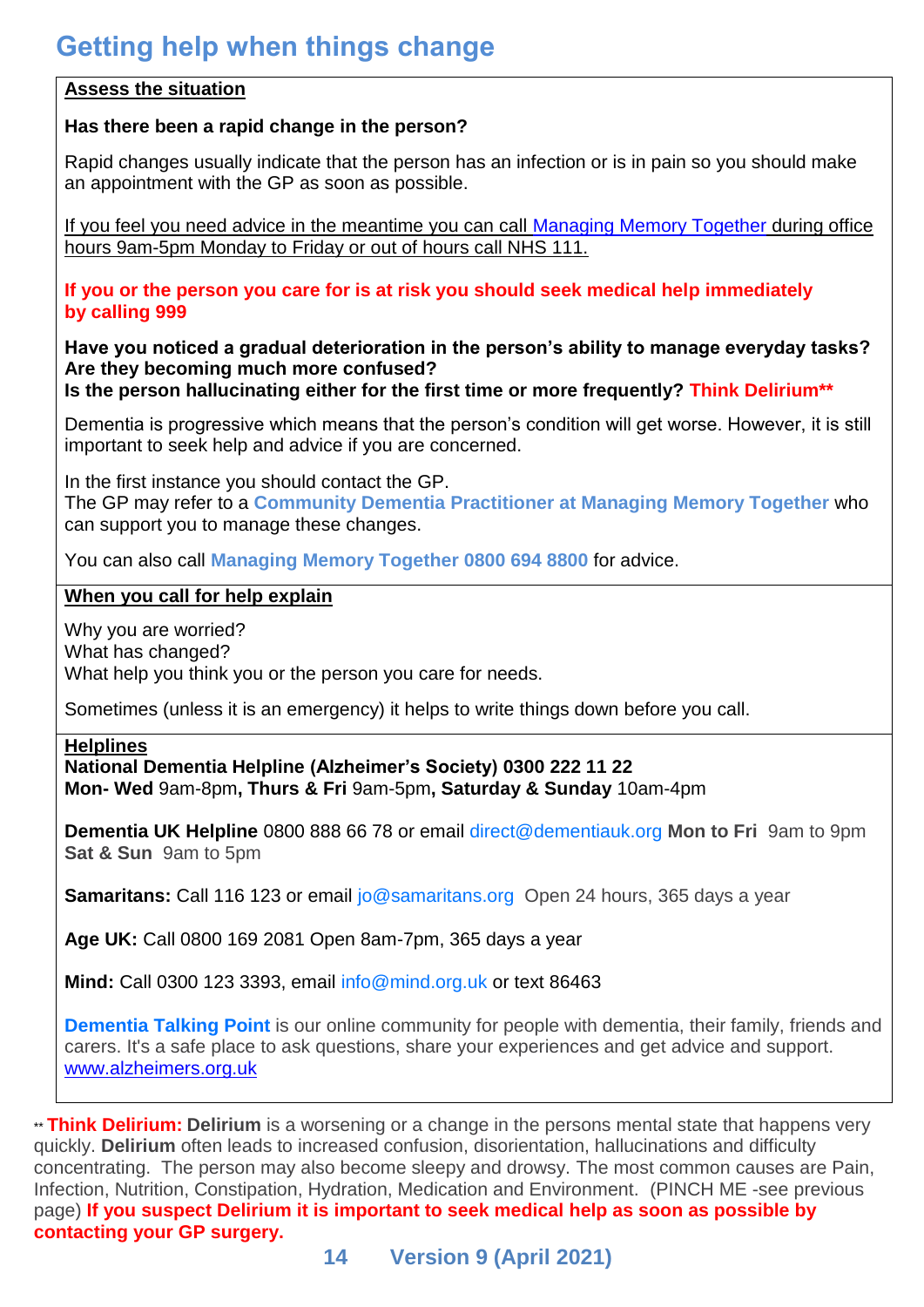# Getting help when things change

**Assess the situation**

**Has there been a rapid change in the person?**

Rapid changes usually indicate that the person has an infection or is in pain so you should make an appointment with the GP as soon as possible.

If you feel you need advice in the meantime you can call Managing Memory Together during office hours 9am-5pm Monday to Friday or out of hours call NHS 111.

**If you or the person you care for is at risk you should seek medical help immediately by calling 999**

**Have you noticed a gradual deterioration in the person's ability to manage everyday tasks? Are they becoming much more confused?**
**Is the person hallucinating either for the first time or more frequently? Think Delirium****

Dementia is progressive which means that the person's condition will get worse. However, it is still important to seek help and advice if you are concerned.

In the first instance you should contact the GP.
The GP may refer to a **Community Dementia Practitioner at Managing Memory Together** who can support you to manage these changes.

You can also call **Managing Memory Together 0800 694 8800** for advice.

**When you call for help explain**

Why you are worried?
What has changed?
What help you think you or the person you care for needs.

Sometimes (unless it is an emergency) it helps to write things down before you call.

**Helplines**
**National Dementia Helpline (Alzheimer's Society) 0300 222 11 22**
**Mon- Wed** 9am-8pm**, Thurs & Fri** 9am-5pm**, Saturday & Sunday** 10am-4pm

**Dementia UK Helpline** 0800 888 66 78 or email direct@dementiauk.org **Mon to Fri** 9am to 9pm
**Sat & Sun** 9am to 5pm

**Samaritans:** Call 116 123 or email jo@samaritans.org Open 24 hours, 365 days a year

**Age UK:** Call 0800 169 2081 Open 8am-7pm, 365 days a year

**Mind:** Call 0300 123 3393, email info@mind.org.uk or text 86463

**Dementia Talking Point** is our online community for people with dementia, their family, friends and carers. It's a safe place to ask questions, share your experiences and get advice and support.
www.alzheimers.org.uk

** **Think Delirium:** **Delirium** is a worsening or a change in the persons mental state that happens very quickly. **Delirium** often leads to increased confusion, disorientation, hallucinations and difficulty concentrating. The person may also become sleepy and drowsy. The most common causes are Pain, Infection, Nutrition, Constipation, Hydration, Medication and Environment. (PINCH ME -see previous page) **If you suspect Delirium it is important to seek medical help as soon as possible by contacting your GP surgery.**

**Version 9 (April 2021)**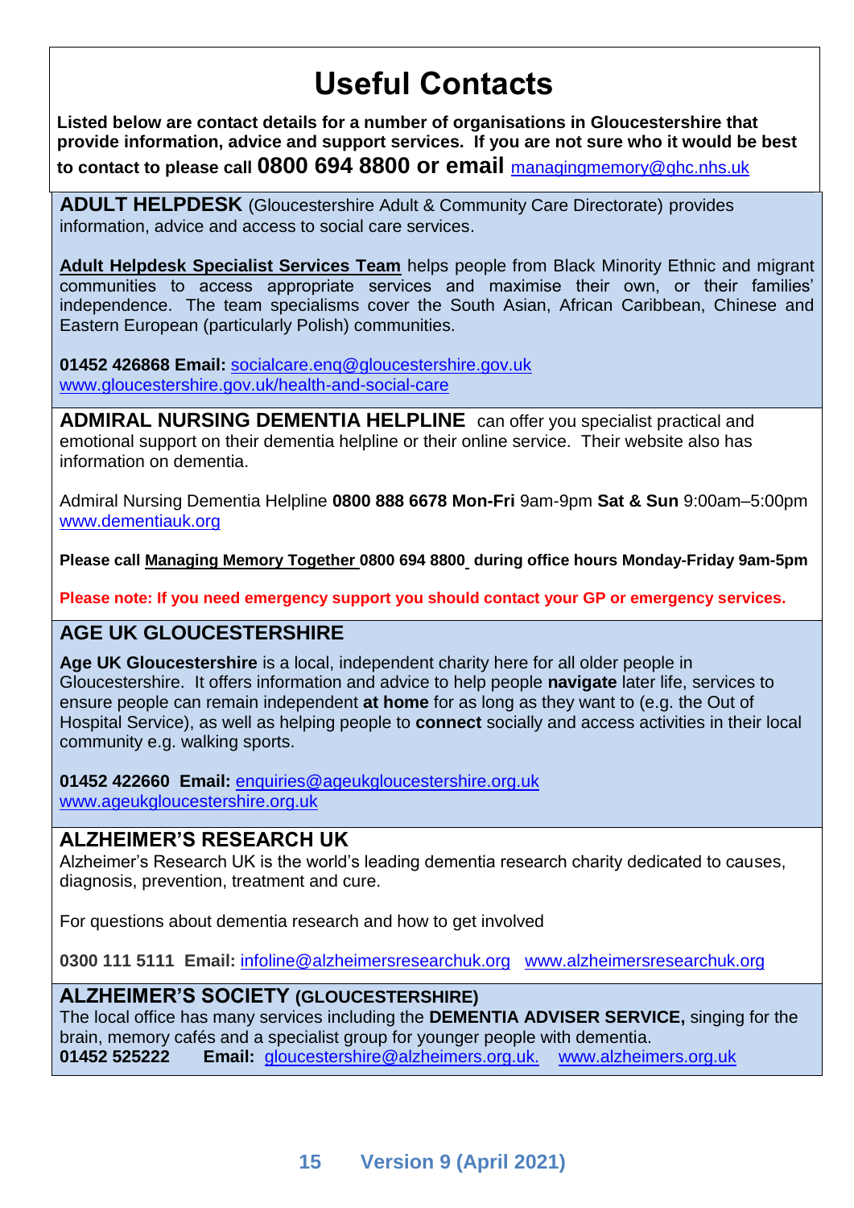# Useful Contacts

**Listed below are contact details for a number of organisations in Gloucestershire that provide information, advice and support services. If you are not sure who it would be best to contact to please call 0800 694 8800 or email** managingmemory@ghc.nhs.uk

**ADULT HELPDESK** (Gloucestershire Adult & Community Care Directorate) provides information, advice and access to social care services.

**Adult Helpdesk Specialist Services Team** helps people from Black Minority Ethnic and migrant communities to access appropriate services and maximise their own, or their families' independence. The team specialisms cover the South Asian, African Caribbean, Chinese and Eastern European (particularly Polish) communities.

**01452 426868 Email:** socialcare.enq@gloucestershire.gov.uk
www.gloucestershire.gov.uk/health-and-social-care

**ADMIRAL NURSING DEMENTIA HELPLINE** can offer you specialist practical and emotional support on their dementia helpline or their online service. Their website also has information on dementia.

Admiral Nursing Dementia Helpline **0800 888 6678 Mon-Fri** 9am-9pm **Sat & Sun** 9:00am–5:00pm
www.dementiauk.org

**Please call Managing Memory Together 0800 694 8800 during office hours Monday-Friday 9am-5pm**

**Please note: If you need emergency support you should contact your GP or emergency services.**

## AGE UK GLOUCESTERSHIRE

**Age UK Gloucestershire** is a local, independent charity here for all older people in Gloucestershire. It offers information and advice to help people **navigate** later life, services to ensure people can remain independent **at home** for as long as they want to (e.g. the Out of Hospital Service), as well as helping people to **connect** socially and access activities in their local community e.g. walking sports.

**01452 422660 Email:** enquiries@ageukgloucestershire.org.uk
www.ageukgloucestershire.org.uk

## ALZHEIMER'S RESEARCH UK

Alzheimer's Research UK is the world's leading dementia research charity dedicated to causes, diagnosis, prevention, treatment and cure.

For questions about dementia research and how to get involved

**0300 111 5111 Email:** infoline@alzheimersresearchuk.org www.alzheimersresearchuk.org

## ALZHEIMER'S SOCIETY (GLOUCESTERSHIRE)

The local office has many services including the **DEMENTIA ADVISER SERVICE,** singing for the brain, memory cafés and a specialist group for younger people with dementia.
**01452 525222 Email:** gloucestershire@alzheimers.org.uk. www.alzheimers.org.uk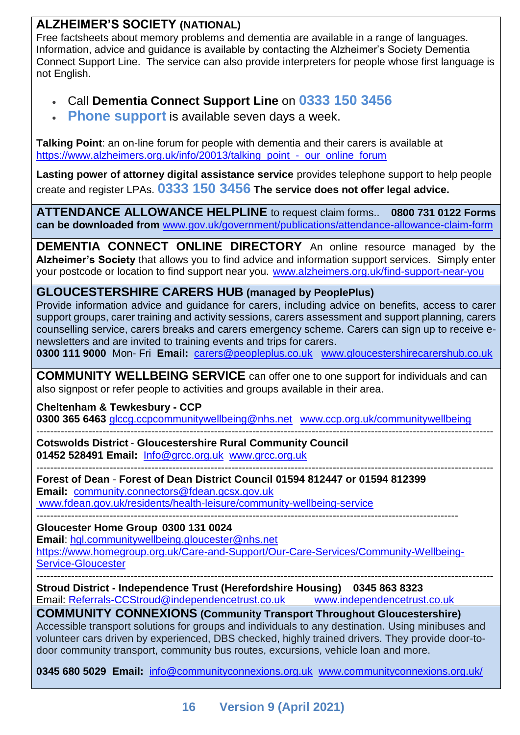## ALZHEIMER'S SOCIETY (NATIONAL)

Free factsheets about memory problems and dementia are available in a range of languages. Information, advice and guidance is available by contacting the Alzheimer's Society Dementia Connect Support Line. The service can also provide interpreters for people whose first language is not English.

- Call **Dementia Connect Support Line** on **0333 150 3456**
- **Phone support** is available seven days a week.

**Talking Point**: an on-line forum for people with dementia and their carers is available at https://www.alzheimers.org.uk/info/20013/talking_point_-_our_online_forum

**Lasting power of attorney digital assistance service** provides telephone support to help people create and register LPAs. **0333 150 3456** **The service does not offer legal advice.**

## ATTENDANCE ALLOWANCE HELPLINE

to request claim forms.. **0800 731 0122 Forms can be downloaded from** www.gov.uk/government/publications/attendance-allowance-claim-form

## DEMENTIA CONNECT ONLINE DIRECTORY

An online resource managed by the **Alzheimer's Society** that allows you to find advice and information support services. Simply enter your postcode or location to find support near you. www.alzheimers.org.uk/find-support-near-you

## GLOUCESTERSHIRE CARERS HUB (managed by PeoplePlus)

Provide information advice and guidance for carers, including advice on benefits, access to carer support groups, carer training and activity sessions, carers assessment and support planning, carers counselling service, carers breaks and carers emergency scheme. Carers can sign up to receive e-newsletters and are invited to training events and trips for carers.

**0300 111 9000** Mon- Fri **Email:** carers@peopleplus.co.uk www.gloucestershirecarershub.co.uk

## COMMUNITY WELLBEING SERVICE

can offer one to one support for individuals and can also signpost or refer people to activities and groups available in their area.

**Cheltenham & Tewkesbury - CCP**
**0300 365 6463** glccg.ccpcommunitywellbeing@nhs.net www.ccp.org.uk/communitywellbeing

---

**Cotswolds District** - **Gloucestershire Rural Community Council**
**01452 528491 Email:** Info@grcc.org.uk www.grcc.org.uk

---

**Forest of Dean** - **Forest of Dean District Council 01594 812447 or 01594 812399**
**Email:** community.connectors@fdean.gcsx.gov.uk
www.fdean.gov.uk/residents/health-leisure/community-wellbeing-service

---

**Gloucester Home Group 0300 131 0024**
**Email**: hgl.communitywellbeing.gloucester@nhs.net
https://www.homegroup.org.uk/Care-and-Support/Our-Care-Services/Community-Wellbeing-Service-Gloucester

---

**Stroud District - Independence Trust (Herefordshire Housing) 0345 863 8323**
Email: Referrals-CCStroud@independencetrust.co.uk www.independencetrust.co.uk

## COMMUNITY CONNEXIONS (Community Transport Throughout Gloucestershire)

Accessible transport solutions for groups and individuals to any destination. Using minibuses and volunteer cars driven by experienced, DBS checked, highly trained drivers. They provide door-to-door community transport, community bus routes, excursions, vehicle loan and more.

**0345 680 5029 Email:** info@communityconnexions.org.uk www.communityconnexions.org.uk/

Version 9 (April 2021)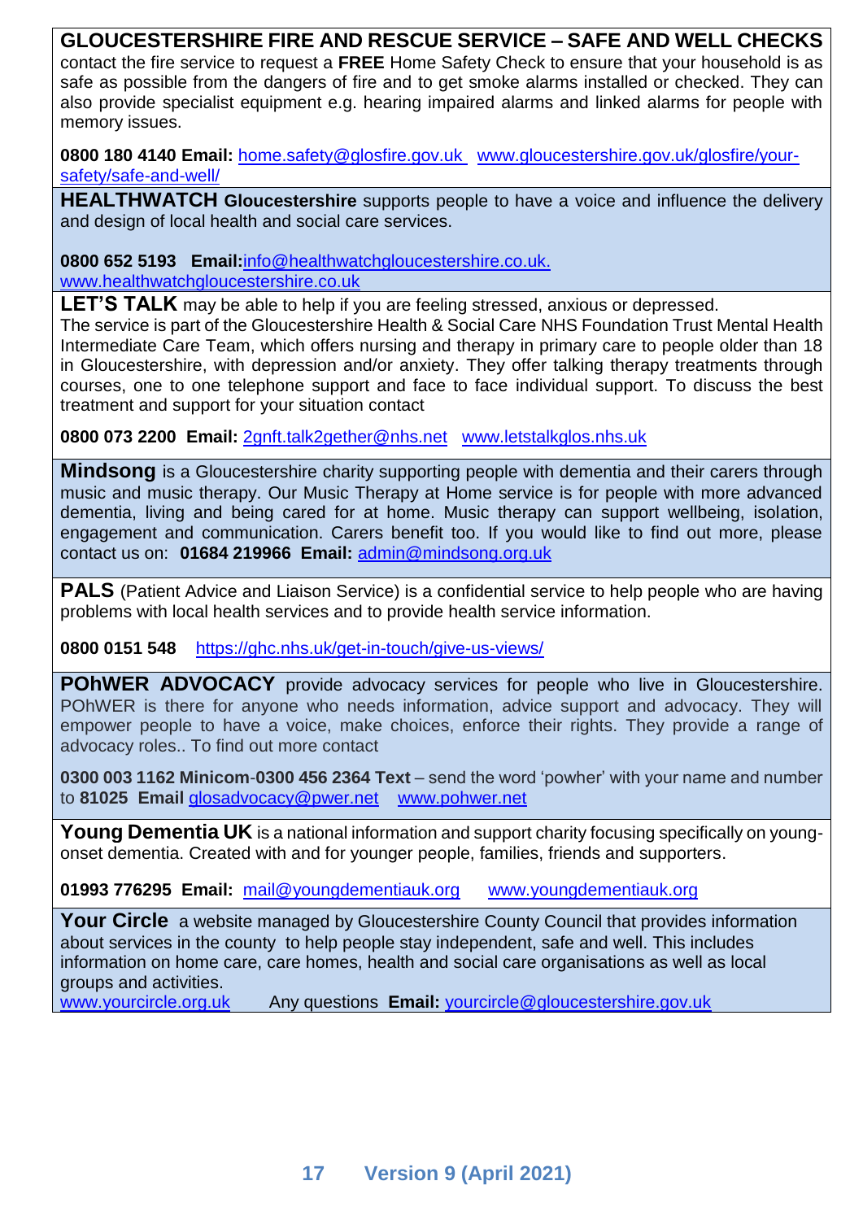**GLOUCESTERSHIRE FIRE AND RESCUE SERVICE – SAFE AND WELL CHECKS** contact the fire service to request a **FREE** Home Safety Check to ensure that your household is as safe as possible from the dangers of fire and to get smoke alarms installed or checked. They can also provide specialist equipment e.g. hearing impaired alarms and linked alarms for people with memory issues.

**0800 180 4140 Email:** home.safety@glosfire.gov.uk www.gloucestershire.gov.uk/glosfire/your-safety/safe-and-well/

**HEALTHWATCH Gloucestershire** supports people to have a voice and influence the delivery and design of local health and social care services.

**0800 652 5193 Email:**info@healthwatchgloucestershire.co.uk. www.healthwatchgloucestershire.co.uk

**LET'S TALK** may be able to help if you are feeling stressed, anxious or depressed.
The service is part of the Gloucestershire Health & Social Care NHS Foundation Trust Mental Health Intermediate Care Team, which offers nursing and therapy in primary care to people older than 18 in Gloucestershire, with depression and/or anxiety. They offer talking therapy treatments through courses, one to one telephone support and face to face individual support. To discuss the best treatment and support for your situation contact

**0800 073 2200 Email:** 2gnft.talk2gether@nhs.net www.letstalkglos.nhs.uk

**Mindsong** is a Gloucestershire charity supporting people with dementia and their carers through music and music therapy. Our Music Therapy at Home service is for people with more advanced dementia, living and being cared for at home. Music therapy can support wellbeing, isolation, engagement and communication. Carers benefit too. If you would like to find out more, please contact us on: **01684 219966 Email:** admin@mindsong.org.uk

**PALS** (Patient Advice and Liaison Service) is a confidential service to help people who are having problems with local health services and to provide health service information.

**0800 0151 548** https://ghc.nhs.uk/get-in-touch/give-us-views/

**POhWER ADVOCACY** provide advocacy services for people who live in Gloucestershire. POhWER is there for anyone who needs information, advice support and advocacy. They will empower people to have a voice, make choices, enforce their rights. They provide a range of advocacy roles.. To find out more contact

**0300 003 1162 Minicom**-**0300 456 2364 Text** – send the word 'powher' with your name and number to **81025 Email** glosadvocacy@pwer.net www.pohwer.net

**Young Dementia UK** is a national information and support charity focusing specifically on young-onset dementia. Created with and for younger people, families, friends and supporters.

**01993 776295 Email:** mail@youngdementiauk.org www.youngdementiauk.org

**Your Circle** a website managed by Gloucestershire County Council that provides information about services in the county to help people stay independent, safe and well. This includes information on home care, care homes, health and social care organisations as well as local groups and activities.
www.yourcircle.org.uk Any questions **Email:** yourcircle@gloucestershire.gov.uk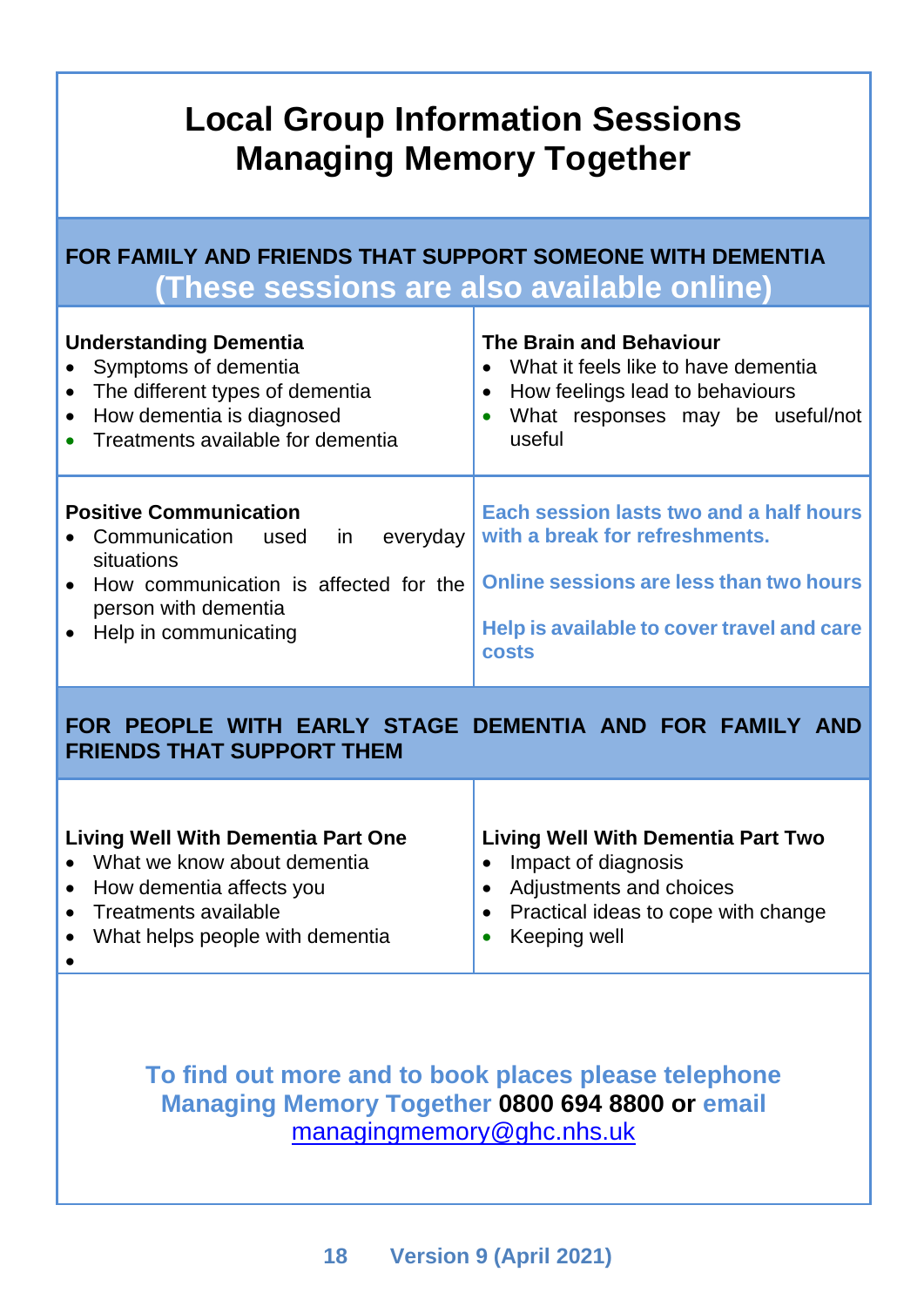# Local Group Information Sessions
# Managing Memory Together

## FOR FAMILY AND FRIENDS THAT SUPPORT SOMEONE WITH DEMENTIA
## (These sessions are also available online)

**Understanding Dementia**

- Symptoms of dementia
- The different types of dementia
- How dementia is diagnosed
- Treatments available for dementia

**The Brain and Behaviour**

- What it feels like to have dementia
- How feelings lead to behaviours
- What responses may be useful/not useful

**Positive Communication**

- Communication used in everyday situations
- How communication is affected for the person with dementia
- Help in communicating

**Each session lasts two and a half hours with a break for refreshments.**

**Online sessions are less than two hours**

**Help is available to cover travel and care costs**

## FOR PEOPLE WITH EARLY STAGE DEMENTIA AND FOR FAMILY AND FRIENDS THAT SUPPORT THEM

**Living Well With Dementia Part One**

- What we know about dementia
- How dementia affects you
- Treatments available
- What helps people with dementia

**Living Well With Dementia Part Two**

- Impact of diagnosis
- Adjustments and choices
- Practical ideas to cope with change
- Keeping well

**To find out more and to book places please telephone Managing Memory Together 0800 694 8800 or email** managingmemory@ghc.nhs.uk

**Version 9 (April 2021)**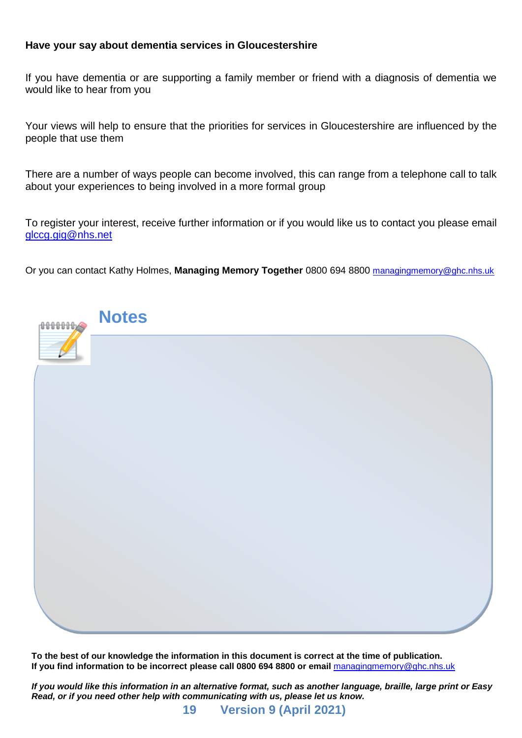**Have your say about dementia services in Gloucestershire**

If you have dementia or are supporting a family member or friend with a diagnosis of dementia we would like to hear from you

Your views will help to ensure that the priorities for services in Gloucestershire are influenced by the people that use them

There are a number of ways people can become involved, this can range from a telephone call to talk about your experiences to being involved in a more formal group

To register your interest, receive further information or if you would like us to contact you please email glccg.gig@nhs.net

Or you can contact Kathy Holmes, **Managing Memory Together** 0800 694 8800 managingmemory@ghc.nhs.uk

## Notes

**To the best of our knowledge the information in this document is correct at the time of publication. If you find information to be incorrect please call 0800 694 8800 or email** managingmemory@ghc.nhs.uk

***If you would like this information in an alternative format, such as another language, braille, large print or Easy Read, or if you need other help with communicating with us, please let us know.***

Version 9 (April 2021)